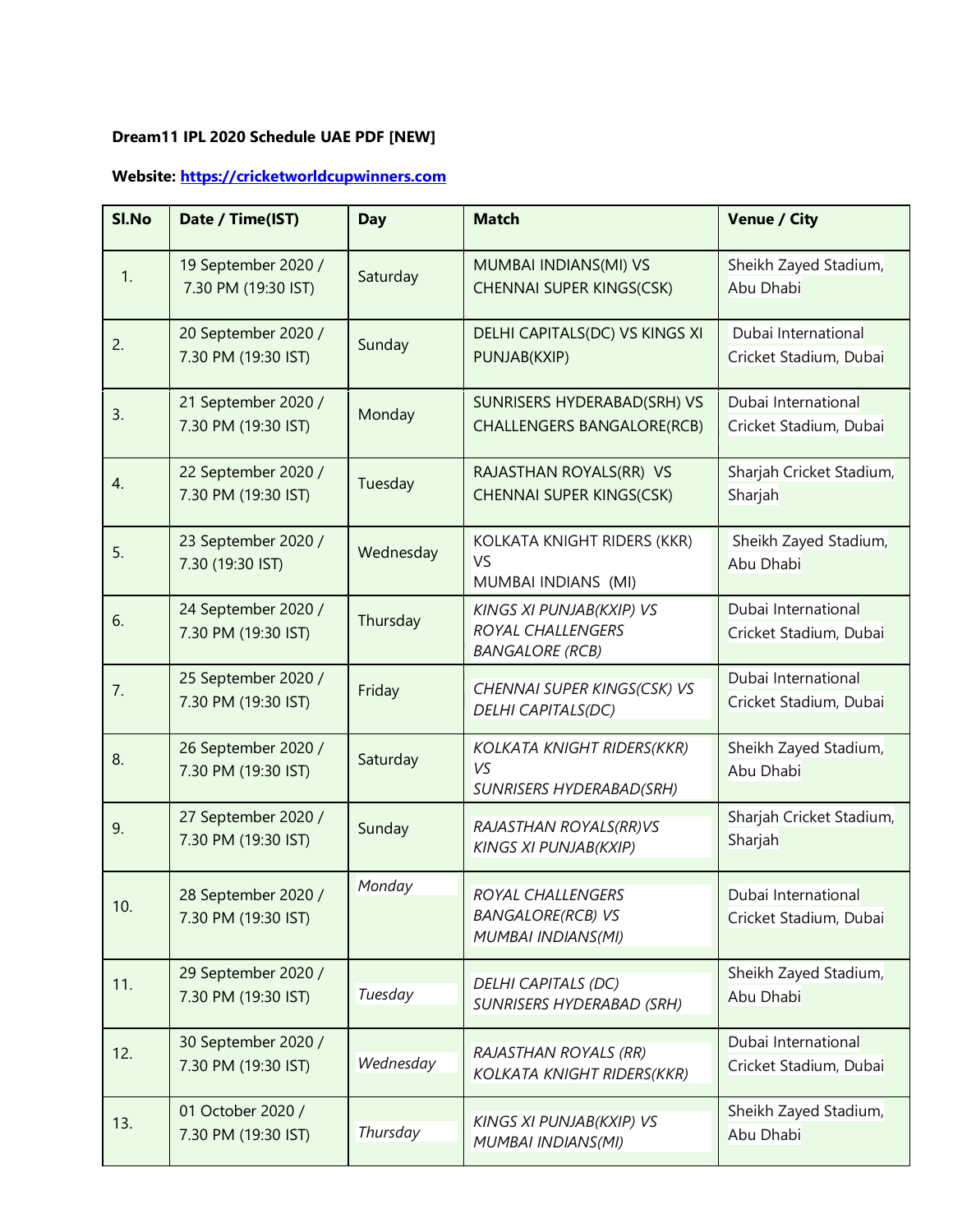**Dream11 IPL 2020 Schedule UAE PDF [NEW]**

**Website: [https://cricketworldcupwinners.com](https://cricketworldcupwinners.com)**

| Sl.No | Date / Time(IST) | Day | Match | Venue / City |
|---|---|---|---|---|
| 1. | 19 September 2020 / 7.30 PM (19:30 IST) | Saturday | MUMBAI INDIANS(MI) VS CHENNAI SUPER KINGS(CSK) | Sheikh Zayed Stadium, Abu Dhabi |
| 2. | 20 September 2020 / 7.30 PM (19:30 IST) | Sunday | DELHI CAPITALS(DC) VS KINGS XI PUNJAB(KXIP) | Dubai International Cricket Stadium, Dubai |
| 3. | 21 September 2020 / 7.30 PM (19:30 IST) | Monday | SUNRISERS HYDERABAD(SRH) VS CHALLENGERS BANGALORE(RCB) | Dubai International Cricket Stadium, Dubai |
| 4. | 22 September 2020 / 7.30 PM (19:30 IST) | Tuesday | RAJASTHAN ROYALS(RR) VS CHENNAI SUPER KINGS(CSK) | Sharjah Cricket Stadium, Sharjah |
| 5. | 23 September 2020 / 7.30 (19:30 IST) | Wednesday | KOLKATA KNIGHT RIDERS (KKR) VS MUMBAI INDIANS (MI) | Sheikh Zayed Stadium, Abu Dhabi |
| 6. | 24 September 2020 / 7.30 PM (19:30 IST) | Thursday | *KINGS XI PUNJAB(KXIP) VS ROYAL CHALLENGERS BANGALORE (RCB)* | Dubai International Cricket Stadium, Dubai |
| 7. | 25 September 2020 / 7.30 PM (19:30 IST) | Friday | *CHENNAI SUPER KINGS(CSK) VS DELHI CAPITALS(DC)* | Dubai International Cricket Stadium, Dubai |
| 8. | 26 September 2020 / 7.30 PM (19:30 IST) | Saturday | *KOLKATA KNIGHT RIDERS(KKR) VS SUNRISERS HYDERABAD(SRH)* | Sheikh Zayed Stadium, Abu Dhabi |
| 9. | 27 September 2020 / 7.30 PM (19:30 IST) | Sunday | *RAJASTHAN ROYALS(RR)VS KINGS XI PUNJAB(KXIP)* | Sharjah Cricket Stadium, Sharjah |
| 10. | 28 September 2020 / 7.30 PM (19:30 IST) | *Monday* | *ROYAL CHALLENGERS BANGALORE(RCB) VS MUMBAI INDIANS(MI)* | Dubai International Cricket Stadium, Dubai |
| 11. | 29 September 2020 / 7.30 PM (19:30 IST) | *Tuesday* | *DELHI CAPITALS (DC) SUNRISERS HYDERABAD (SRH)* | Sheikh Zayed Stadium, Abu Dhabi |
| 12. | 30 September 2020 / 7.30 PM (19:30 IST) | *Wednesday* | *RAJASTHAN ROYALS (RR) KOLKATA KNIGHT RIDERS(KKR)* | Dubai International Cricket Stadium, Dubai |
| 13. | 01 October 2020 / 7.30 PM (19:30 IST) | *Thursday* | *KINGS XI PUNJAB(KXIP) VS MUMBAI INDIANS(MI)* | Sheikh Zayed Stadium, Abu Dhabi |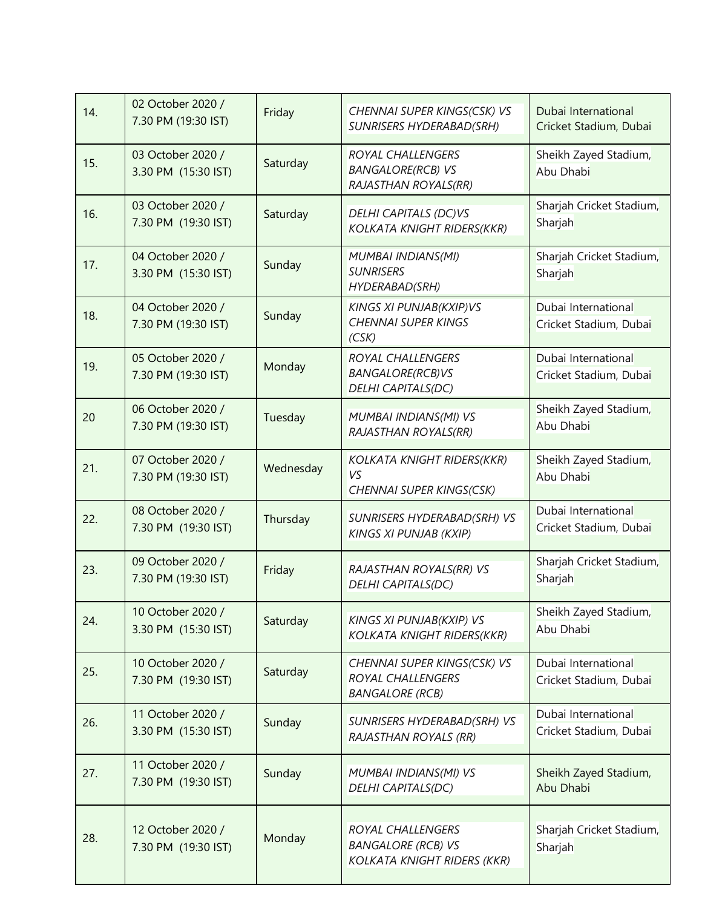| 14. | 02 October 2020 / 7.30 PM (19:30 IST) | Friday | *CHENNAI SUPER KINGS(CSK) VS SUNRISERS HYDERABAD(SRH)* | Dubai International Cricket Stadium, Dubai |
|---|---|---|---|---|
| 15. | 03 October 2020 / 3.30 PM (15:30 IST) | Saturday | *ROYAL CHALLENGERS BANGALORE(RCB) VS RAJASTHAN ROYALS(RR)* | Sheikh Zayed Stadium, Abu Dhabi |
| 16. | 03 October 2020 / 7.30 PM (19:30 IST) | Saturday | *DELHI CAPITALS (DC)VS KOLKATA KNIGHT RIDERS(KKR)* | Sharjah Cricket Stadium, Sharjah |
| 17. | 04 October 2020 / 3.30 PM (15:30 IST) | Sunday | *MUMBAI INDIANS(MI) SUNRISERS HYDERABAD(SRH)* | Sharjah Cricket Stadium, Sharjah |
| 18. | 04 October 2020 / 7.30 PM (19:30 IST) | Sunday | *KINGS XI PUNJAB(KXIP)VS CHENNAI SUPER KINGS (CSK)* | Dubai International Cricket Stadium, Dubai |
| 19. | 05 October 2020 / 7.30 PM (19:30 IST) | Monday | *ROYAL CHALLENGERS BANGALORE(RCB)VS DELHI CAPITALS(DC)* | Dubai International Cricket Stadium, Dubai |
| 20 | 06 October 2020 / 7.30 PM (19:30 IST) | Tuesday | *MUMBAI INDIANS(MI) VS RAJASTHAN ROYALS(RR)* | Sheikh Zayed Stadium, Abu Dhabi |
| 21. | 07 October 2020 / 7.30 PM (19:30 IST) | Wednesday | *KOLKATA KNIGHT RIDERS(KKR) VS CHENNAI SUPER KINGS(CSK)* | Sheikh Zayed Stadium, Abu Dhabi |
| 22. | 08 October 2020 / 7.30 PM (19:30 IST) | Thursday | *SUNRISERS HYDERABAD(SRH) VS KINGS XI PUNJAB (KXIP)* | Dubai International Cricket Stadium, Dubai |
| 23. | 09 October 2020 / 7.30 PM (19:30 IST) | Friday | *RAJASTHAN ROYALS(RR) VS DELHI CAPITALS(DC)* | Sharjah Cricket Stadium, Sharjah |
| 24. | 10 October 2020 / 3.30 PM (15:30 IST) | Saturday | *KINGS XI PUNJAB(KXIP) VS KOLKATA KNIGHT RIDERS(KKR)* | Sheikh Zayed Stadium, Abu Dhabi |
| 25. | 10 October 2020 / 7.30 PM (19:30 IST) | Saturday | *CHENNAI SUPER KINGS(CSK) VS ROYAL CHALLENGERS BANGALORE (RCB)* | Dubai International Cricket Stadium, Dubai |
| 26. | 11 October 2020 / 3.30 PM (15:30 IST) | Sunday | *SUNRISERS HYDERABAD(SRH) VS RAJASTHAN ROYALS (RR)* | Dubai International Cricket Stadium, Dubai |
| 27. | 11 October 2020 / 7.30 PM (19:30 IST) | Sunday | *MUMBAI INDIANS(MI) VS DELHI CAPITALS(DC)* | Sheikh Zayed Stadium, Abu Dhabi |
| 28. | 12 October 2020 / 7.30 PM (19:30 IST) | Monday | *ROYAL CHALLENGERS BANGALORE (RCB) VS KOLKATA KNIGHT RIDERS (KKR)* | Sharjah Cricket Stadium, Sharjah |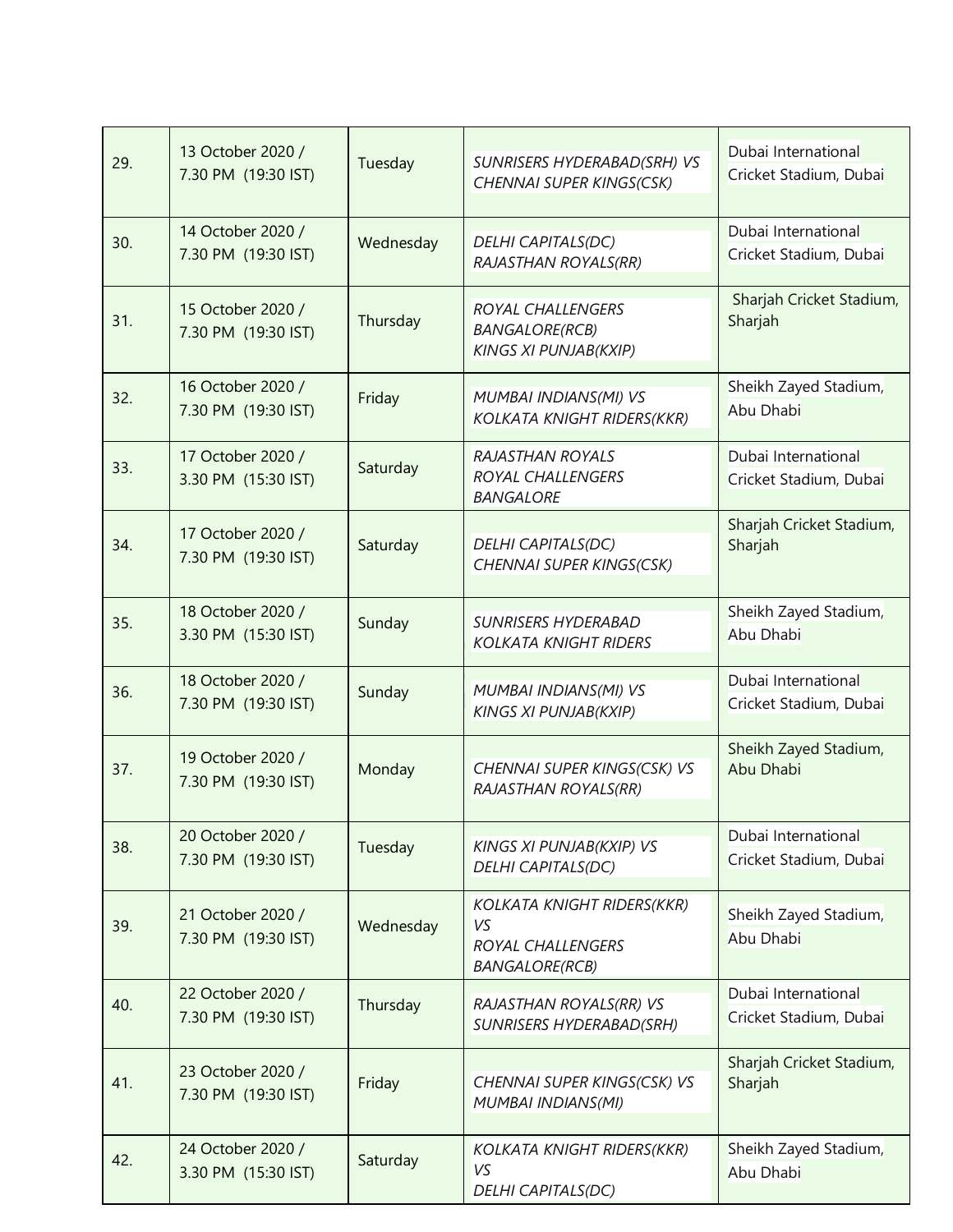| | | | | |
|---|---|---|---|---|
| 29. | 13 October 2020 / 7.30 PM (19:30 IST) | Tuesday | *SUNRISERS HYDERABAD(SRH) VS CHENNAI SUPER KINGS(CSK)* | Dubai International Cricket Stadium, Dubai |
| 30. | 14 October 2020 / 7.30 PM (19:30 IST) | Wednesday | *DELHI CAPITALS(DC) RAJASTHAN ROYALS(RR)* | Dubai International Cricket Stadium, Dubai |
| 31. | 15 October 2020 / 7.30 PM (19:30 IST) | Thursday | *ROYAL CHALLENGERS BANGALORE(RCB) KINGS XI PUNJAB(KXIP)* | Sharjah Cricket Stadium, Sharjah |
| 32. | 16 October 2020 / 7.30 PM (19:30 IST) | Friday | *MUMBAI INDIANS(MI) VS KOLKATA KNIGHT RIDERS(KKR)* | Sheikh Zayed Stadium, Abu Dhabi |
| 33. | 17 October 2020 / 3.30 PM (15:30 IST) | Saturday | *RAJASTHAN ROYALS ROYAL CHALLENGERS BANGALORE* | Dubai International Cricket Stadium, Dubai |
| 34. | 17 October 2020 / 7.30 PM (19:30 IST) | Saturday | *DELHI CAPITALS(DC) CHENNAI SUPER KINGS(CSK)* | Sharjah Cricket Stadium, Sharjah |
| 35. | 18 October 2020 / 3.30 PM (15:30 IST) | Sunday | *SUNRISERS HYDERABAD KOLKATA KNIGHT RIDERS* | Sheikh Zayed Stadium, Abu Dhabi |
| 36. | 18 October 2020 / 7.30 PM (19:30 IST) | Sunday | *MUMBAI INDIANS(MI) VS KINGS XI PUNJAB(KXIP)* | Dubai International Cricket Stadium, Dubai |
| 37. | 19 October 2020 / 7.30 PM (19:30 IST) | Monday | *CHENNAI SUPER KINGS(CSK) VS RAJASTHAN ROYALS(RR)* | Sheikh Zayed Stadium, Abu Dhabi |
| 38. | 20 October 2020 / 7.30 PM (19:30 IST) | Tuesday | *KINGS XI PUNJAB(KXIP) VS DELHI CAPITALS(DC)* | Dubai International Cricket Stadium, Dubai |
| 39. | 21 October 2020 / 7.30 PM (19:30 IST) | Wednesday | *KOLKATA KNIGHT RIDERS(KKR) VS ROYAL CHALLENGERS BANGALORE(RCB)* | Sheikh Zayed Stadium, Abu Dhabi |
| 40. | 22 October 2020 / 7.30 PM (19:30 IST) | Thursday | *RAJASTHAN ROYALS(RR) VS SUNRISERS HYDERABAD(SRH)* | Dubai International Cricket Stadium, Dubai |
| 41. | 23 October 2020 / 7.30 PM (19:30 IST) | Friday | *CHENNAI SUPER KINGS(CSK) VS MUMBAI INDIANS(MI)* | Sharjah Cricket Stadium, Sharjah |
| 42. | 24 October 2020 / 3.30 PM (15:30 IST) | Saturday | *KOLKATA KNIGHT RIDERS(KKR) VS DELHI CAPITALS(DC)* | Sheikh Zayed Stadium, Abu Dhabi |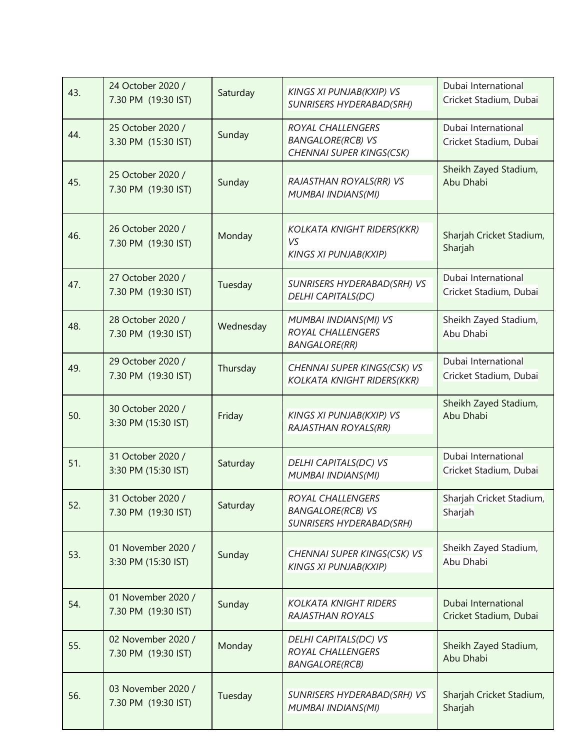| 43. | 24 October 2020 / 7.30 PM (19:30 IST) | Saturday | *KINGS XI PUNJAB(KXIP) VS SUNRISERS HYDERABAD(SRH)* | Dubai International Cricket Stadium, Dubai |
|---|---|---|---|---|
| 44. | 25 October 2020 / 3.30 PM (15:30 IST) | Sunday | *ROYAL CHALLENGERS BANGALORE(RCB) VS CHENNAI SUPER KINGS(CSK)* | Dubai International Cricket Stadium, Dubai |
| 45. | 25 October 2020 / 7.30 PM (19:30 IST) | Sunday | *RAJASTHAN ROYALS(RR) VS MUMBAI INDIANS(MI)* | Sheikh Zayed Stadium, Abu Dhabi |
| 46. | 26 October 2020 / 7.30 PM (19:30 IST) | Monday | *KOLKATA KNIGHT RIDERS(KKR) VS KINGS XI PUNJAB(KXIP)* | Sharjah Cricket Stadium, Sharjah |
| 47. | 27 October 2020 / 7.30 PM (19:30 IST) | Tuesday | *SUNRISERS HYDERABAD(SRH) VS DELHI CAPITALS(DC)* | Dubai International Cricket Stadium, Dubai |
| 48. | 28 October 2020 / 7.30 PM (19:30 IST) | Wednesday | *MUMBAI INDIANS(MI) VS ROYAL CHALLENGERS BANGALORE(RR)* | Sheikh Zayed Stadium, Abu Dhabi |
| 49. | 29 October 2020 / 7.30 PM (19:30 IST) | Thursday | *CHENNAI SUPER KINGS(CSK) VS KOLKATA KNIGHT RIDERS(KKR)* | Dubai International Cricket Stadium, Dubai |
| 50. | 30 October 2020 / 3:30 PM (15:30 IST) | Friday | *KINGS XI PUNJAB(KXIP) VS RAJASTHAN ROYALS(RR)* | Sheikh Zayed Stadium, Abu Dhabi |
| 51. | 31 October 2020 / 3:30 PM (15:30 IST) | Saturday | *DELHI CAPITALS(DC) VS MUMBAI INDIANS(MI)* | Dubai International Cricket Stadium, Dubai |
| 52. | 31 October 2020 / 7.30 PM (19:30 IST) | Saturday | *ROYAL CHALLENGERS BANGALORE(RCB) VS SUNRISERS HYDERABAD(SRH)* | Sharjah Cricket Stadium, Sharjah |
| 53. | 01 November 2020 / 3:30 PM (15:30 IST) | Sunday | *CHENNAI SUPER KINGS(CSK) VS KINGS XI PUNJAB(KXIP)* | Sheikh Zayed Stadium, Abu Dhabi |
| 54. | 01 November 2020 / 7.30 PM (19:30 IST) | Sunday | *KOLKATA KNIGHT RIDERS RAJASTHAN ROYALS* | Dubai International Cricket Stadium, Dubai |
| 55. | 02 November 2020 / 7.30 PM (19:30 IST) | Monday | *DELHI CAPITALS(DC) VS ROYAL CHALLENGERS BANGALORE(RCB)* | Sheikh Zayed Stadium, Abu Dhabi |
| 56. | 03 November 2020 / 7.30 PM (19:30 IST) | Tuesday | *SUNRISERS HYDERABAD(SRH) VS MUMBAI INDIANS(MI)* | Sharjah Cricket Stadium, Sharjah |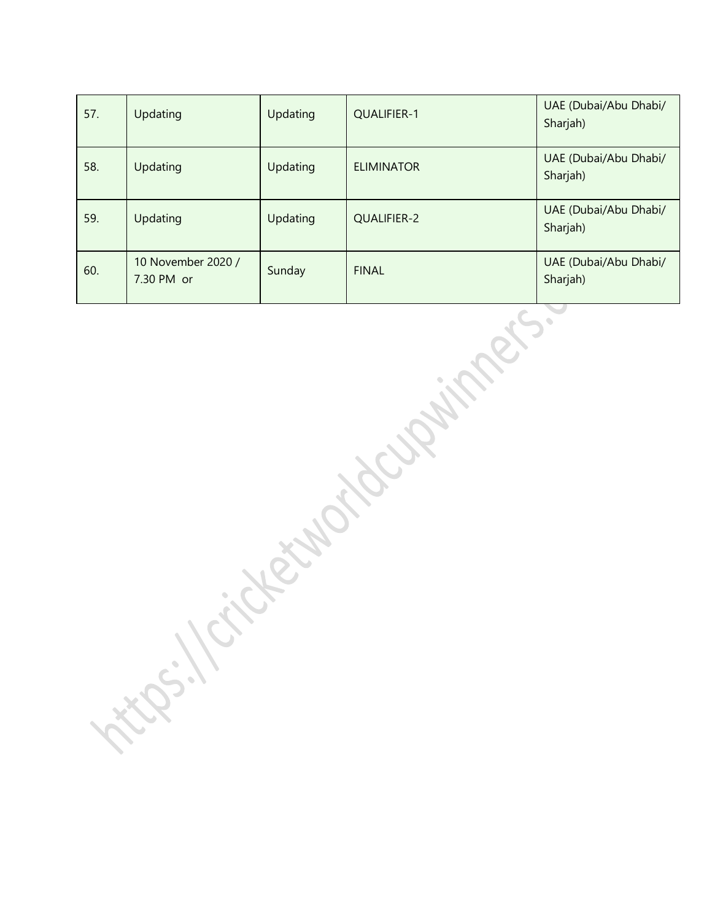| | | | | |
|---|---|---|---|---|
| 57. | Updating | Updating | QUALIFIER-1 | UAE (Dubai/Abu Dhabi/ Sharjah) |
| 58. | Updating | Updating | ELIMINATOR | UAE (Dubai/Abu Dhabi/ Sharjah) |
| 59. | Updating | Updating | QUALIFIER-2 | UAE (Dubai/Abu Dhabi/ Sharjah) |
| 60. | 10 November 2020 / 7.30 PM or | Sunday | FINAL | UAE (Dubai/Abu Dhabi/ Sharjah) |